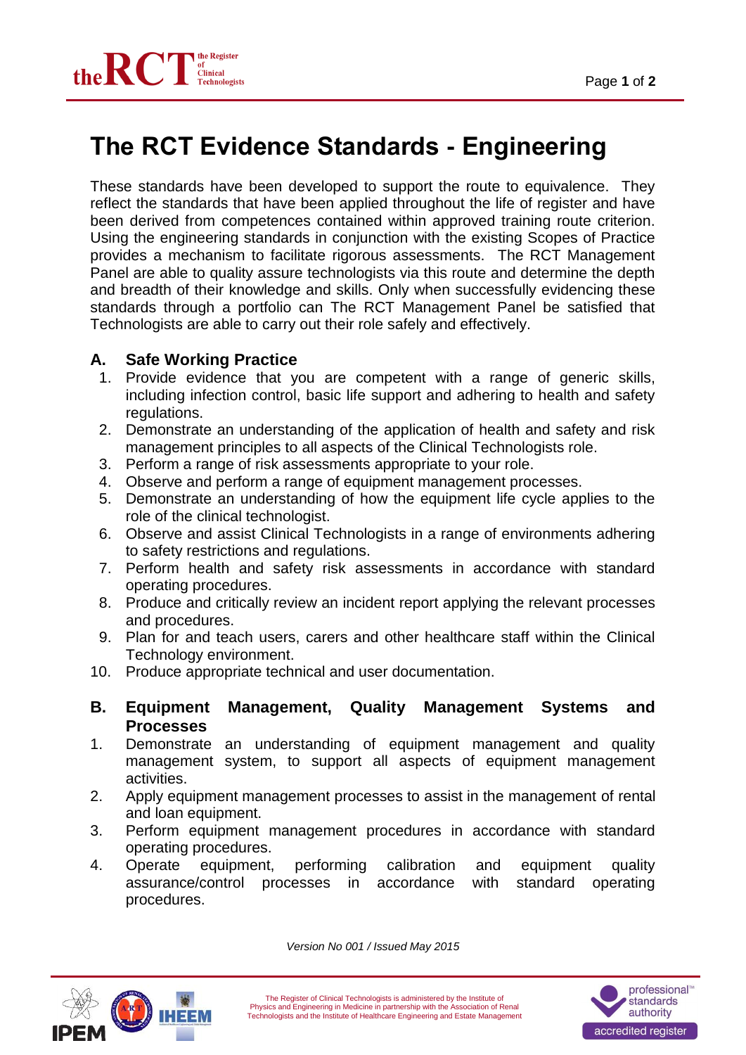# The RCT Evidence Standards - Engineering

These standards have been developed to support the route to equivalence. They reflect the standards that have been applied throughout the life of register and have been derived from competences contained within approved training route criterion. Using the engineering standards in conjunction with the existing Scopes of Practice provides a mechanism to facilitate rigorous assessments. The RCT Management Panel are able to quality assure technologists via this route and determine the depth and breadth of their knowledge and skills. Only when successfully evidencing these standards through a portfolio can The RCT Management Panel be satisfied that Technologists are able to carry out their role safely and effectively.

## A. Safe Working Practice

1. Provide evidence that you are competent with a range of generic skills, including infection control, basic life support and adhering to health and safety regulations.
2. Demonstrate an understanding of the application of health and safety and risk management principles to all aspects of the Clinical Technologists role.
3. Perform a range of risk assessments appropriate to your role.
4. Observe and perform a range of equipment management processes.
5. Demonstrate an understanding of how the equipment life cycle applies to the role of the clinical technologist.
6. Observe and assist Clinical Technologists in a range of environments adhering to safety restrictions and regulations.
7. Perform health and safety risk assessments in accordance with standard operating procedures.
8. Produce and critically review an incident report applying the relevant processes and procedures.
9. Plan for and teach users, carers and other healthcare staff within the Clinical Technology environment.
10. Produce appropriate technical and user documentation.

## B. Equipment Management, Quality Management Systems and Processes

1. Demonstrate an understanding of equipment management and quality management system, to support all aspects of equipment management activities.
2. Apply equipment management processes to assist in the management of rental and loan equipment.
3. Perform equipment management procedures in accordance with standard operating procedures.
4. Operate equipment, performing calibration and equipment quality assurance/control processes in accordance with standard operating procedures.

*Version No 001 / Issued May 2015*

The Register of Clinical Technologists is administered by the Institute of Physics and Engineering in Medicine in partnership with the Association of Renal Technologists and the Institute of Healthcare Engineering and Estate Management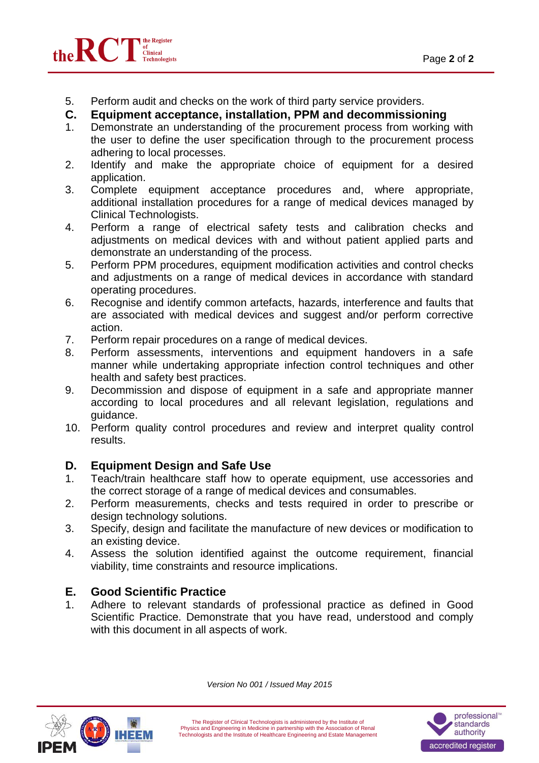5. Perform audit and checks on the work of third party service providers.

## C. Equipment acceptance, installation, PPM and decommissioning

1. Demonstrate an understanding of the procurement process from working with the user to define the user specification through to the procurement process adhering to local processes.
2. Identify and make the appropriate choice of equipment for a desired application.
3. Complete equipment acceptance procedures and, where appropriate, additional installation procedures for a range of medical devices managed by Clinical Technologists.
4. Perform a range of electrical safety tests and calibration checks and adjustments on medical devices with and without patient applied parts and demonstrate an understanding of the process.
5. Perform PPM procedures, equipment modification activities and control checks and adjustments on a range of medical devices in accordance with standard operating procedures.
6. Recognise and identify common artefacts, hazards, interference and faults that are associated with medical devices and suggest and/or perform corrective action.
7. Perform repair procedures on a range of medical devices.
8. Perform assessments, interventions and equipment handovers in a safe manner while undertaking appropriate infection control techniques and other health and safety best practices.
9. Decommission and dispose of equipment in a safe and appropriate manner according to local procedures and all relevant legislation, regulations and guidance.
10. Perform quality control procedures and review and interpret quality control results.

## D. Equipment Design and Safe Use

1. Teach/train healthcare staff how to operate equipment, use accessories and the correct storage of a range of medical devices and consumables.
2. Perform measurements, checks and tests required in order to prescribe or design technology solutions.
3. Specify, design and facilitate the manufacture of new devices or modification to an existing device.
4. Assess the solution identified against the outcome requirement, financial viability, time constraints and resource implications.

## E. Good Scientific Practice

1. Adhere to relevant standards of professional practice as defined in Good Scientific Practice. Demonstrate that you have read, understood and comply with this document in all aspects of work.

*Version No 001 / Issued May 2015*

The Register of Clinical Technologists is administered by the Institute of Physics and Engineering in Medicine in partnership with the Association of Renal Technologists and the Institute of Healthcare Engineering and Estate Management